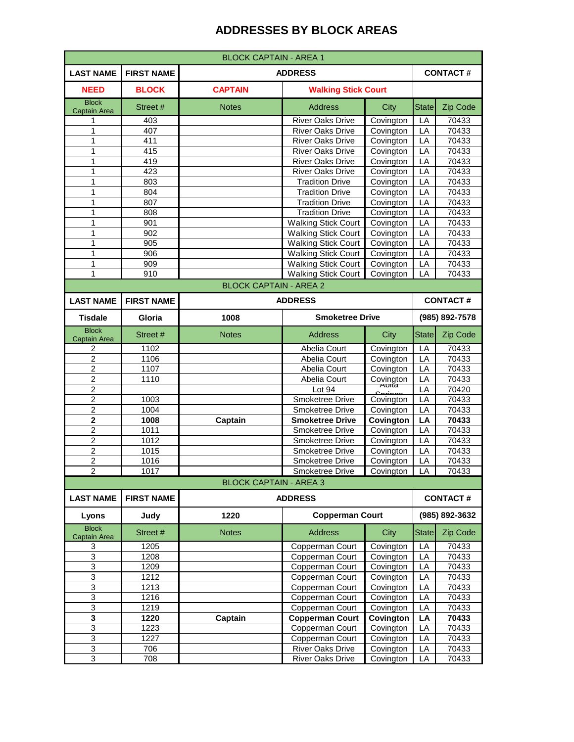# ADDRESSES BY BLOCK AREAS

| BLOCK CAPTAIN - AREA 1 | | | | | | |
|---|---|---|---|---|---|---|
| **LAST NAME** | **FIRST NAME** | **ADDRESS** | | | **CONTACT #** | |
| **NEED** | **BLOCK** | **CAPTAIN** | **Walking Stick Court** | | | |
| Block Captain Area | Street # | Notes | Address | City | State | Zip Code |
| 1 | 403 | | River Oaks Drive | Covington | LA | 70433 |
| 1 | 407 | | River Oaks Drive | Covington | LA | 70433 |
| 1 | 411 | | River Oaks Drive | Covington | LA | 70433 |
| 1 | 415 | | River Oaks Drive | Covington | LA | 70433 |
| 1 | 419 | | River Oaks Drive | Covington | LA | 70433 |
| 1 | 423 | | River Oaks Drive | Covington | LA | 70433 |
| 1 | 803 | | Tradition Drive | Covington | LA | 70433 |
| 1 | 804 | | Tradition Drive | Covington | LA | 70433 |
| 1 | 807 | | Tradition Drive | Covington | LA | 70433 |
| 1 | 808 | | Tradition Drive | Covington | LA | 70433 |
| 1 | 901 | | Walking Stick Court | Covington | LA | 70433 |
| 1 | 902 | | Walking Stick Court | Covington | LA | 70433 |
| 1 | 905 | | Walking Stick Court | Covington | LA | 70433 |
| 1 | 906 | | Walking Stick Court | Covington | LA | 70433 |
| 1 | 909 | | Walking Stick Court | Covington | LA | 70433 |
| 1 | 910 | | Walking Stick Court | Covington | LA | 70433 |
| BLOCK CAPTAIN - AREA 2 | | | | | | |
| **LAST NAME** | **FIRST NAME** | **ADDRESS** | | | **CONTACT #** | |
| **Tisdale** | **Gloria** | **1008** | **Smoketree Drive** | | **(985) 892-7578** | |
| Block Captain Area | Street # | Notes | Address | City | State | Zip Code |
| 2 | 1102 | | Abelia Court | Covington | LA | 70433 |
| 2 | 1106 | | Abelia Court | Covington | LA | 70433 |
| 2 | 1107 | | Abelia Court | Covington | LA | 70433 |
| 2 | 1110 | | Abelia Court | Covington | LA | 70433 |
| 2 | | | Lot 94 | Abita Springs | LA | 70420 |
| 2 | 1003 | | Smoketree Drive | Covington | LA | 70433 |
| 2 | 1004 | | Smoketree Drive | Covington | LA | 70433 |
| **2** | **1008** | **Captain** | **Smoketree Drive** | **Covington** | **LA** | **70433** |
| 2 | 1011 | | Smoketree Drive | Covington | LA | 70433 |
| 2 | 1012 | | Smoketree Drive | Covington | LA | 70433 |
| 2 | 1015 | | Smoketree Drive | Covington | LA | 70433 |
| 2 | 1016 | | Smoketree Drive | Covington | LA | 70433 |
| 2 | 1017 | | Smoketree Drive | Covington | LA | 70433 |
| BLOCK CAPTAIN - AREA 3 | | | | | | |
| **LAST NAME** | **FIRST NAME** | **ADDRESS** | | | **CONTACT #** | |
| **Lyons** | **Judy** | **1220** | **Copperman Court** | | **(985) 892-3632** | |
| Block Captain Area | Street # | Notes | Address | City | State | Zip Code |
| 3 | 1205 | | Copperman Court | Covington | LA | 70433 |
| 3 | 1208 | | Copperman Court | Covington | LA | 70433 |
| 3 | 1209 | | Copperman Court | Covington | LA | 70433 |
| 3 | 1212 | | Copperman Court | Covington | LA | 70433 |
| 3 | 1213 | | Copperman Court | Covington | LA | 70433 |
| 3 | 1216 | | Copperman Court | Covington | LA | 70433 |
| 3 | 1219 | | Copperman Court | Covington | LA | 70433 |
| **3** | **1220** | **Captain** | **Copperman Court** | **Covington** | **LA** | **70433** |
| 3 | 1223 | | Copperman Court | Covington | LA | 70433 |
| 3 | 1227 | | Copperman Court | Covington | LA | 70433 |
| 3 | 706 | | River Oaks Drive | Covington | LA | 70433 |
| 3 | 708 | | River Oaks Drive | Covington | LA | 70433 |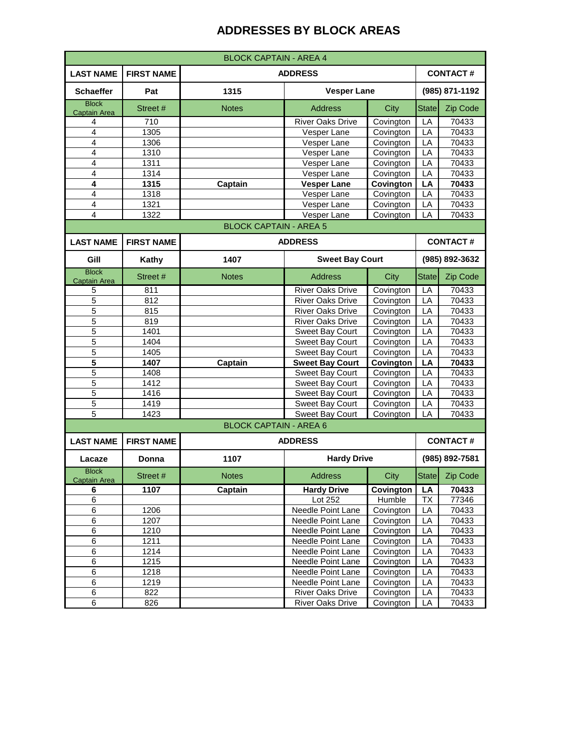# ADDRESSES BY BLOCK AREAS

| BLOCK CAPTAIN - AREA 4 | | | | | | |
|---|---|---|---|---|---|---|
| **LAST NAME** | **FIRST NAME** | **ADDRESS** | | | **CONTACT #** | |
| **Schaeffer** | **Pat** | **1315** | **Vesper Lane** | | **(985) 871-1192** | |
| Block Captain Area | Street # | Notes | Address | City | State | Zip Code |
| 4 | 710 | | River Oaks Drive | Covington | LA | 70433 |
| 4 | 1305 | | Vesper Lane | Covington | LA | 70433 |
| 4 | 1306 | | Vesper Lane | Covington | LA | 70433 |
| 4 | 1310 | | Vesper Lane | Covington | LA | 70433 |
| 4 | 1311 | | Vesper Lane | Covington | LA | 70433 |
| 4 | 1314 | | Vesper Lane | Covington | LA | 70433 |
| **4** | **1315** | **Captain** | **Vesper Lane** | **Covington** | **LA** | **70433** |
| 4 | 1318 | | Vesper Lane | Covington | LA | 70433 |
| 4 | 1321 | | Vesper Lane | Covington | LA | 70433 |
| 4 | 1322 | | Vesper Lane | Covington | LA | 70433 |

| BLOCK CAPTAIN - AREA 5 | | | | | | |
|---|---|---|---|---|---|---|
| **LAST NAME** | **FIRST NAME** | **ADDRESS** | | | **CONTACT #** | |
| **Gill** | **Kathy** | **1407** | **Sweet Bay Court** | | **(985) 892-3632** | |
| Block Captain Area | Street # | Notes | Address | City | State | Zip Code |
| 5 | 811 | | River Oaks Drive | Covington | LA | 70433 |
| 5 | 812 | | River Oaks Drive | Covington | LA | 70433 |
| 5 | 815 | | River Oaks Drive | Covington | LA | 70433 |
| 5 | 819 | | River Oaks Drive | Covington | LA | 70433 |
| 5 | 1401 | | Sweet Bay Court | Covington | LA | 70433 |
| 5 | 1404 | | Sweet Bay Court | Covington | LA | 70433 |
| 5 | 1405 | | Sweet Bay Court | Covington | LA | 70433 |
| **5** | **1407** | **Captain** | **Sweet Bay Court** | **Covington** | **LA** | **70433** |
| 5 | 1408 | | Sweet Bay Court | Covington | LA | 70433 |
| 5 | 1412 | | Sweet Bay Court | Covington | LA | 70433 |
| 5 | 1416 | | Sweet Bay Court | Covington | LA | 70433 |
| 5 | 1419 | | Sweet Bay Court | Covington | LA | 70433 |
| 5 | 1423 | | Sweet Bay Court | Covington | LA | 70433 |

| BLOCK CAPTAIN - AREA 6 | | | | | | |
|---|---|---|---|---|---|---|
| **LAST NAME** | **FIRST NAME** | **ADDRESS** | | | **CONTACT #** | |
| **Lacaze** | **Donna** | **1107** | **Hardy Drive** | | **(985) 892-7581** | |
| Block Captain Area | Street # | Notes | Address | City | State | Zip Code |
| **6** | **1107** | **Captain** | **Hardy Drive** | **Covington** | **LA** | **70433** |
| 6 | | | Lot 252 | Humble | TX | 77346 |
| 6 | 1206 | | Needle Point Lane | Covington | LA | 70433 |
| 6 | 1207 | | Needle Point Lane | Covington | LA | 70433 |
| 6 | 1210 | | Needle Point Lane | Covington | LA | 70433 |
| 6 | 1211 | | Needle Point Lane | Covington | LA | 70433 |
| 6 | 1214 | | Needle Point Lane | Covington | LA | 70433 |
| 6 | 1215 | | Needle Point Lane | Covington | LA | 70433 |
| 6 | 1218 | | Needle Point Lane | Covington | LA | 70433 |
| 6 | 1219 | | Needle Point Lane | Covington | LA | 70433 |
| 6 | 822 | | River Oaks Drive | Covington | LA | 70433 |
| 6 | 826 | | River Oaks Drive | Covington | LA | 70433 |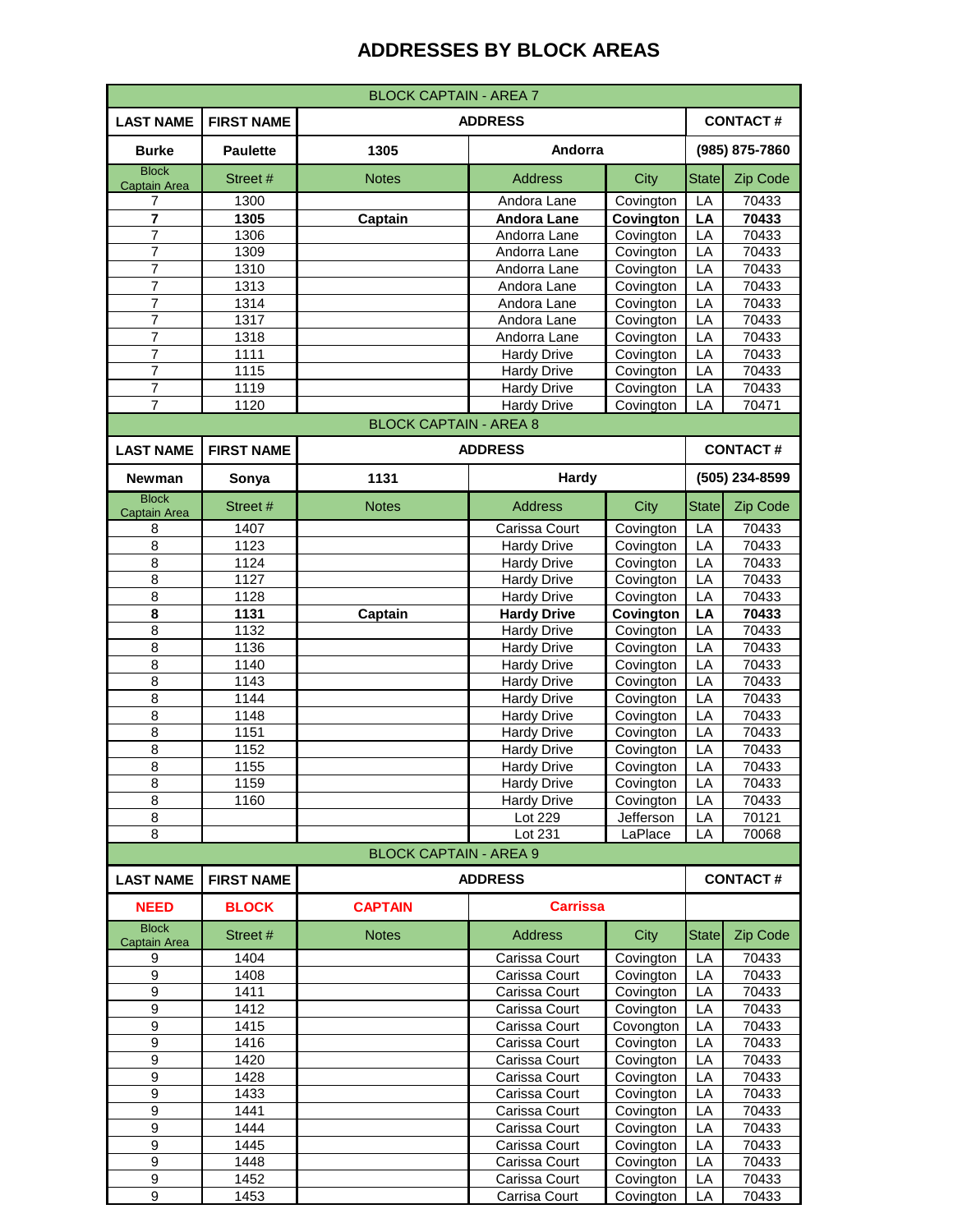# ADDRESSES BY BLOCK AREAS

| BLOCK CAPTAIN - AREA 7 | | | | | | |
|---|---|---|---|---|---|---|
| **LAST NAME** | **FIRST NAME** | **ADDRESS** | | | **CONTACT #** | |
| **Burke** | **Paulette** | **1305** | **Andorra** | | **(985) 875-7860** | |
| Block Captain Area | Street # | Notes | Address | City | State | Zip Code |
| 7 | 1300 | | Andora Lane | Covington | LA | 70433 |
| **7** | **1305** | **Captain** | **Andora Lane** | **Covington** | **LA** | **70433** |
| 7 | 1306 | | Andorra Lane | Covington | LA | 70433 |
| 7 | 1309 | | Andorra Lane | Covington | LA | 70433 |
| 7 | 1310 | | Andorra Lane | Covington | LA | 70433 |
| 7 | 1313 | | Andora Lane | Covington | LA | 70433 |
| 7 | 1314 | | Andora Lane | Covington | LA | 70433 |
| 7 | 1317 | | Andora Lane | Covington | LA | 70433 |
| 7 | 1318 | | Andorra Lane | Covington | LA | 70433 |
| 7 | 1111 | | Hardy Drive | Covington | LA | 70433 |
| 7 | 1115 | | Hardy Drive | Covington | LA | 70433 |
| 7 | 1119 | | Hardy Drive | Covington | LA | 70433 |
| 7 | 1120 | | Hardy Drive | Covington | LA | 70471 |

| BLOCK CAPTAIN - AREA 8 | | | | | | |
|---|---|---|---|---|---|---|
| **LAST NAME** | **FIRST NAME** | **ADDRESS** | | | **CONTACT #** | |
| **Newman** | **Sonya** | **1131** | **Hardy** | | **(505) 234-8599** | |
| Block Captain Area | Street # | Notes | Address | City | State | Zip Code |
| 8 | 1407 | | Carissa Court | Covington | LA | 70433 |
| 8 | 1123 | | Hardy Drive | Covington | LA | 70433 |
| 8 | 1124 | | Hardy Drive | Covington | LA | 70433 |
| 8 | 1127 | | Hardy Drive | Covington | LA | 70433 |
| 8 | 1128 | | Hardy Drive | Covington | LA | 70433 |
| **8** | **1131** | **Captain** | **Hardy Drive** | **Covington** | **LA** | **70433** |
| 8 | 1132 | | Hardy Drive | Covington | LA | 70433 |
| 8 | 1136 | | Hardy Drive | Covington | LA | 70433 |
| 8 | 1140 | | Hardy Drive | Covington | LA | 70433 |
| 8 | 1143 | | Hardy Drive | Covington | LA | 70433 |
| 8 | 1144 | | Hardy Drive | Covington | LA | 70433 |
| 8 | 1148 | | Hardy Drive | Covington | LA | 70433 |
| 8 | 1151 | | Hardy Drive | Covington | LA | 70433 |
| 8 | 1152 | | Hardy Drive | Covington | LA | 70433 |
| 8 | 1155 | | Hardy Drive | Covington | LA | 70433 |
| 8 | 1159 | | Hardy Drive | Covington | LA | 70433 |
| 8 | 1160 | | Hardy Drive | Covington | LA | 70433 |
| 8 | | | Lot 229 | Jefferson | LA | 70121 |
| 8 | | | Lot 231 | LaPlace | LA | 70068 |

| BLOCK CAPTAIN - AREA 9 | | | | | | |
|---|---|---|---|---|---|---|
| **LAST NAME** | **FIRST NAME** | **ADDRESS** | | | **CONTACT #** | |
| **NEED** | **BLOCK** | **CAPTAIN** | **Carrissa** | | | |
| Block Captain Area | Street # | Notes | Address | City | State | Zip Code |
| 9 | 1404 | | Carissa Court | Covington | LA | 70433 |
| 9 | 1408 | | Carissa Court | Covington | LA | 70433 |
| 9 | 1411 | | Carissa Court | Covington | LA | 70433 |
| 9 | 1412 | | Carissa Court | Covington | LA | 70433 |
| 9 | 1415 | | Carissa Court | Covongton | LA | 70433 |
| 9 | 1416 | | Carissa Court | Covington | LA | 70433 |
| 9 | 1420 | | Carissa Court | Covington | LA | 70433 |
| 9 | 1428 | | Carissa Court | Covington | LA | 70433 |
| 9 | 1433 | | Carissa Court | Covington | LA | 70433 |
| 9 | 1441 | | Carissa Court | Covington | LA | 70433 |
| 9 | 1444 | | Carissa Court | Covington | LA | 70433 |
| 9 | 1445 | | Carissa Court | Covington | LA | 70433 |
| 9 | 1448 | | Carissa Court | Covington | LA | 70433 |
| 9 | 1452 | | Carissa Court | Covington | LA | 70433 |
| 9 | 1453 | | Carrisa Court | Covington | LA | 70433 |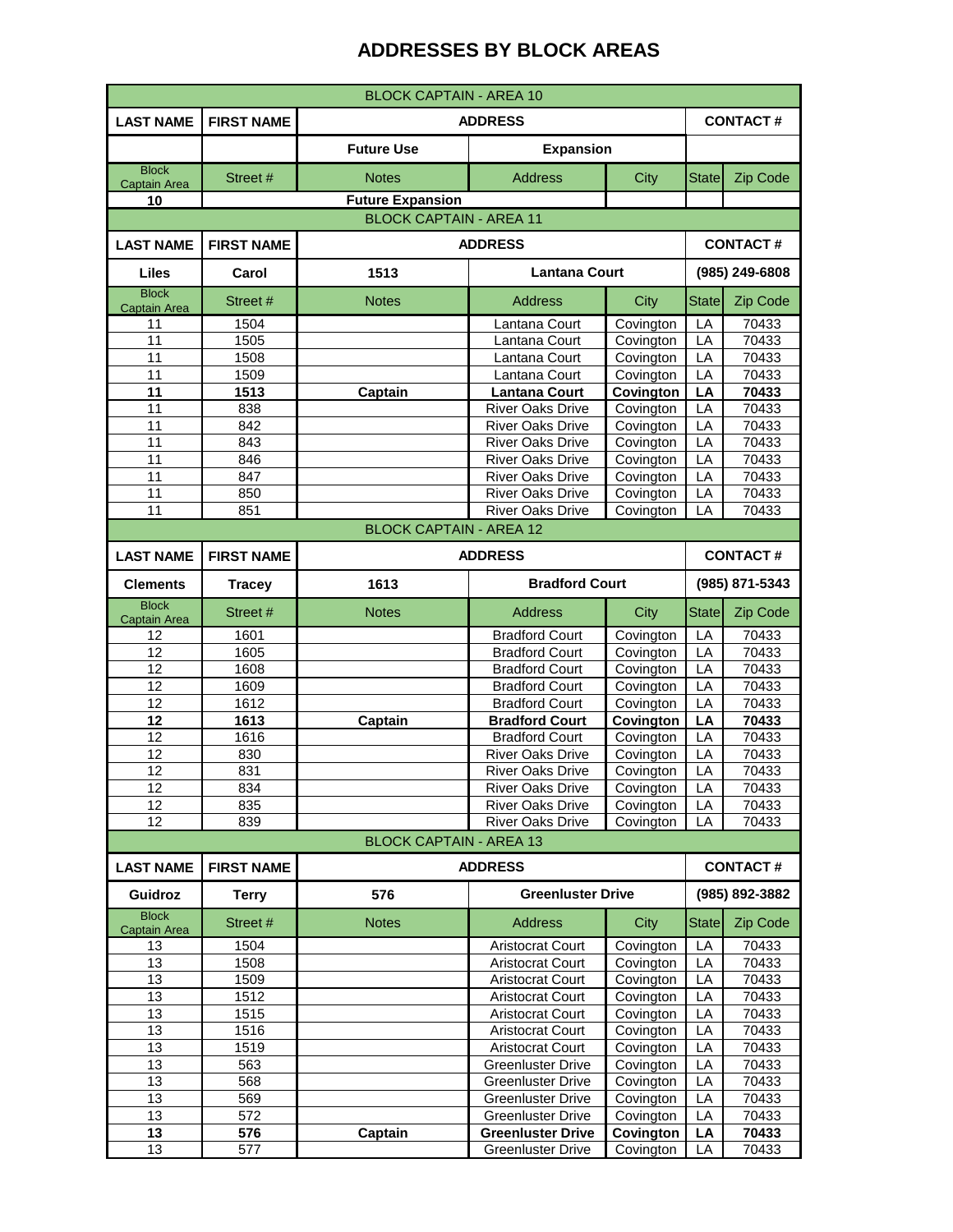# ADDRESSES BY BLOCK AREAS

| BLOCK CAPTAIN - AREA 10 | | | | | | |
|---|---|---|---|---|---|---|
| **LAST NAME** | **FIRST NAME** | **ADDRESS** | | | **CONTACT #** | |
| | | **Future Use** | **Expansion** | | | |
| Block Captain Area | Street # | Notes | Address | City | State | Zip Code |
| **10** | | **Future Expansion** | | | | |

| BLOCK CAPTAIN - AREA 11 | | | | | | |
|---|---|---|---|---|---|---|
| **LAST NAME** | **FIRST NAME** | **ADDRESS** | | | **CONTACT #** | |
| **Liles** | **Carol** | **1513** | **Lantana Court** | | **(985) 249-6808** | |
| Block Captain Area | Street # | Notes | Address | City | State | Zip Code |
| 11 | 1504 | | Lantana Court | Covington | LA | 70433 |
| 11 | 1505 | | Lantana Court | Covington | LA | 70433 |
| 11 | 1508 | | Lantana Court | Covington | LA | 70433 |
| 11 | 1509 | | Lantana Court | Covington | LA | 70433 |
| **11** | **1513** | **Captain** | **Lantana Court** | **Covington** | **LA** | **70433** |
| 11 | 838 | | River Oaks Drive | Covington | LA | 70433 |
| 11 | 842 | | River Oaks Drive | Covington | LA | 70433 |
| 11 | 843 | | River Oaks Drive | Covington | LA | 70433 |
| 11 | 846 | | River Oaks Drive | Covington | LA | 70433 |
| 11 | 847 | | River Oaks Drive | Covington | LA | 70433 |
| 11 | 850 | | River Oaks Drive | Covington | LA | 70433 |
| 11 | 851 | | River Oaks Drive | Covington | LA | 70433 |

| BLOCK CAPTAIN - AREA 12 | | | | | | |
|---|---|---|---|---|---|---|
| **LAST NAME** | **FIRST NAME** | **ADDRESS** | | | **CONTACT #** | |
| **Clements** | **Tracey** | **1613** | **Bradford Court** | | **(985) 871-5343** | |
| Block Captain Area | Street # | Notes | Address | City | State | Zip Code |
| 12 | 1601 | | Bradford Court | Covington | LA | 70433 |
| 12 | 1605 | | Bradford Court | Covington | LA | 70433 |
| 12 | 1608 | | Bradford Court | Covington | LA | 70433 |
| 12 | 1609 | | Bradford Court | Covington | LA | 70433 |
| 12 | 1612 | | Bradford Court | Covington | LA | 70433 |
| **12** | **1613** | **Captain** | **Bradford Court** | **Covington** | **LA** | **70433** |
| 12 | 1616 | | Bradford Court | Covington | LA | 70433 |
| 12 | 830 | | River Oaks Drive | Covington | LA | 70433 |
| 12 | 831 | | River Oaks Drive | Covington | LA | 70433 |
| 12 | 834 | | River Oaks Drive | Covington | LA | 70433 |
| 12 | 835 | | River Oaks Drive | Covington | LA | 70433 |
| 12 | 839 | | River Oaks Drive | Covington | LA | 70433 |

| BLOCK CAPTAIN - AREA 13 | | | | | | |
|---|---|---|---|---|---|---|
| **LAST NAME** | **FIRST NAME** | **ADDRESS** | | | **CONTACT #** | |
| **Guidroz** | **Terry** | **576** | **Greenluster Drive** | | **(985) 892-3882** | |
| Block Captain Area | Street # | Notes | Address | City | State | Zip Code |
| 13 | 1504 | | Aristocrat Court | Covington | LA | 70433 |
| 13 | 1508 | | Aristocrat Court | Covington | LA | 70433 |
| 13 | 1509 | | Aristocrat Court | Covington | LA | 70433 |
| 13 | 1512 | | Aristocrat Court | Covington | LA | 70433 |
| 13 | 1515 | | Aristocrat Court | Covington | LA | 70433 |
| 13 | 1516 | | Aristocrat Court | Covington | LA | 70433 |
| 13 | 1519 | | Aristocrat Court | Covington | LA | 70433 |
| 13 | 563 | | Greenluster Drive | Covington | LA | 70433 |
| 13 | 568 | | Greenluster Drive | Covington | LA | 70433 |
| 13 | 569 | | Greenluster Drive | Covington | LA | 70433 |
| 13 | 572 | | Greenluster Drive | Covington | LA | 70433 |
| **13** | **576** | **Captain** | **Greenluster Drive** | **Covington** | **LA** | **70433** |
| 13 | 577 | | Greenluster Drive | Covington | LA | 70433 |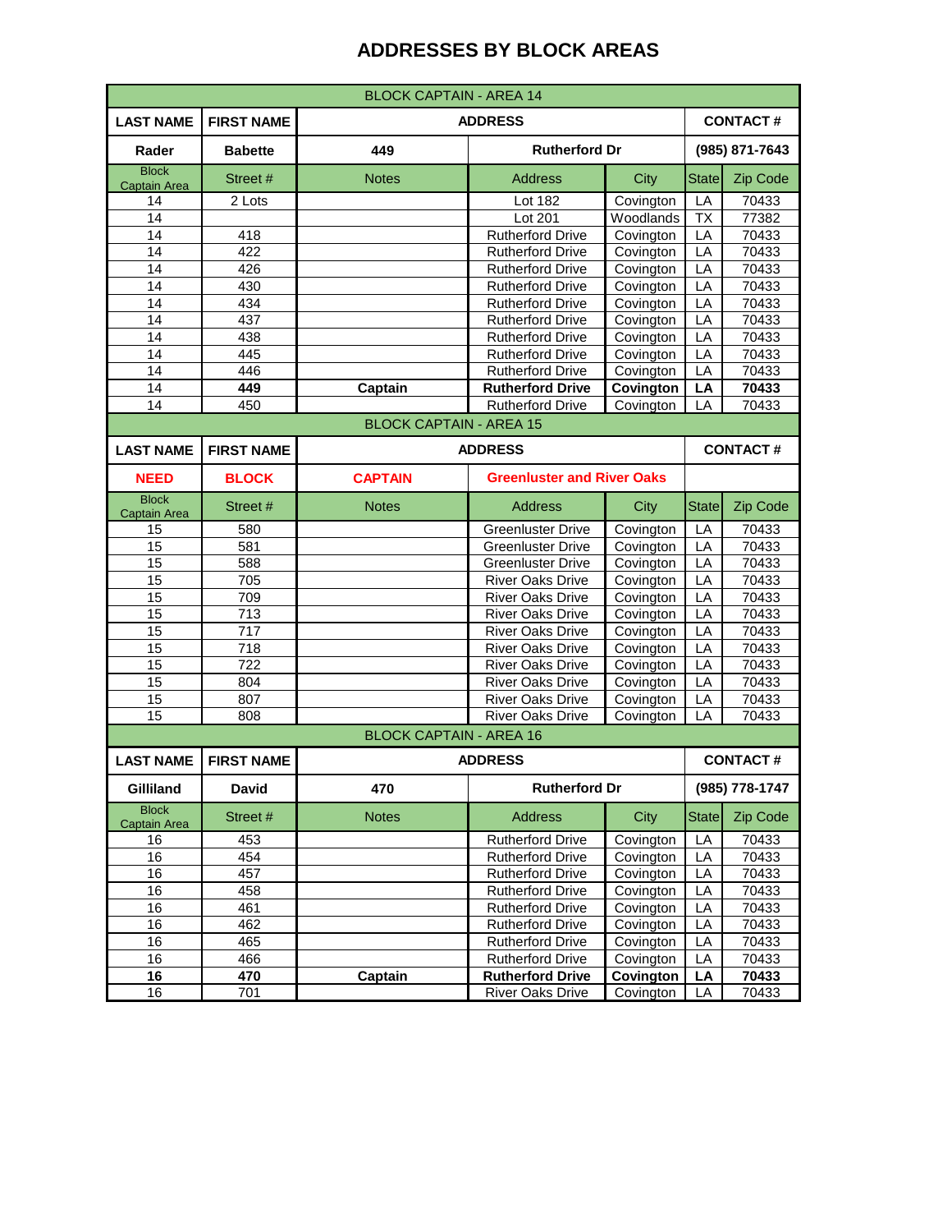# ADDRESSES BY BLOCK AREAS

| BLOCK CAPTAIN - AREA 14 | | | | | | |
|---|---|---|---|---|---|---|
| **LAST NAME** | **FIRST NAME** | **ADDRESS** | | | **CONTACT #** | |
| **Rader** | **Babette** | **449** | **Rutherford Dr** | | **(985) 871-7643** | |
| Block Captain Area | Street # | Notes | Address | City | State | Zip Code |
| 14 | 2 Lots | | Lot 182 | Covington | LA | 70433 |
| 14 | | | Lot 201 | Woodlands | TX | 77382 |
| 14 | 418 | | Rutherford Drive | Covington | LA | 70433 |
| 14 | 422 | | Rutherford Drive | Covington | LA | 70433 |
| 14 | 426 | | Rutherford Drive | Covington | LA | 70433 |
| 14 | 430 | | Rutherford Drive | Covington | LA | 70433 |
| 14 | 434 | | Rutherford Drive | Covington | LA | 70433 |
| 14 | 437 | | Rutherford Drive | Covington | LA | 70433 |
| 14 | 438 | | Rutherford Drive | Covington | LA | 70433 |
| 14 | 445 | | Rutherford Drive | Covington | LA | 70433 |
| 14 | 446 | | Rutherford Drive | Covington | LA | 70433 |
| 14 | **449** | **Captain** | **Rutherford Drive** | **Covington** | **LA** | **70433** |
| 14 | 450 | | Rutherford Drive | Covington | LA | 70433 |

| BLOCK CAPTAIN - AREA 15 | | | | | | |
|---|---|---|---|---|---|---|
| **LAST NAME** | **FIRST NAME** | **ADDRESS** | | | **CONTACT #** | |
| **NEED** | **BLOCK** | **CAPTAIN** | **Greenluster and River Oaks** | | | |
| Block Captain Area | Street # | Notes | Address | City | State | Zip Code |
| 15 | 580 | | Greenluster Drive | Covington | LA | 70433 |
| 15 | 581 | | Greenluster Drive | Covington | LA | 70433 |
| 15 | 588 | | Greenluster Drive | Covington | LA | 70433 |
| 15 | 705 | | River Oaks Drive | Covington | LA | 70433 |
| 15 | 709 | | River Oaks Drive | Covington | LA | 70433 |
| 15 | 713 | | River Oaks Drive | Covington | LA | 70433 |
| 15 | 717 | | River Oaks Drive | Covington | LA | 70433 |
| 15 | 718 | | River Oaks Drive | Covington | LA | 70433 |
| 15 | 722 | | River Oaks Drive | Covington | LA | 70433 |
| 15 | 804 | | River Oaks Drive | Covington | LA | 70433 |
| 15 | 807 | | River Oaks Drive | Covington | LA | 70433 |
| 15 | 808 | | River Oaks Drive | Covington | LA | 70433 |

| BLOCK CAPTAIN - AREA 16 | | | | | | |
|---|---|---|---|---|---|---|
| **LAST NAME** | **FIRST NAME** | **ADDRESS** | | | **CONTACT #** | |
| **Gilliland** | **David** | **470** | **Rutherford Dr** | | **(985) 778-1747** | |
| Block Captain Area | Street # | Notes | Address | City | State | Zip Code |
| 16 | 453 | | Rutherford Drive | Covington | LA | 70433 |
| 16 | 454 | | Rutherford Drive | Covington | LA | 70433 |
| 16 | 457 | | Rutherford Drive | Covington | LA | 70433 |
| 16 | 458 | | Rutherford Drive | Covington | LA | 70433 |
| 16 | 461 | | Rutherford Drive | Covington | LA | 70433 |
| 16 | 462 | | Rutherford Drive | Covington | LA | 70433 |
| 16 | 465 | | Rutherford Drive | Covington | LA | 70433 |
| 16 | 466 | | Rutherford Drive | Covington | LA | 70433 |
| **16** | **470** | **Captain** | **Rutherford Drive** | **Covington** | **LA** | **70433** |
| 16 | 701 | | River Oaks Drive | Covington | LA | 70433 |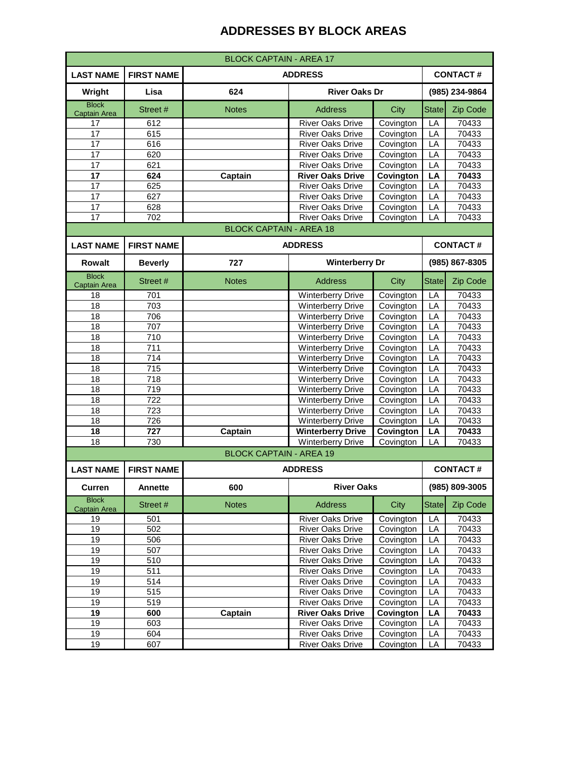# ADDRESSES BY BLOCK AREAS

| BLOCK CAPTAIN - AREA 17 | | | | | | |
|---|---|---|---|---|---|---|
| **LAST NAME** | **FIRST NAME** | **ADDRESS** | | | **CONTACT #** | |
| **Wright** | **Lisa** | **624** | **River Oaks Dr** | | **(985) 234-9864** | |
| Block Captain Area | Street # | Notes | Address | City | State | Zip Code |
| 17 | 612 | | River Oaks Drive | Covington | LA | 70433 |
| 17 | 615 | | River Oaks Drive | Covington | LA | 70433 |
| 17 | 616 | | River Oaks Drive | Covington | LA | 70433 |
| 17 | 620 | | River Oaks Drive | Covington | LA | 70433 |
| 17 | 621 | | River Oaks Drive | Covington | LA | 70433 |
| **17** | **624** | **Captain** | **River Oaks Drive** | **Covington** | **LA** | **70433** |
| 17 | 625 | | River Oaks Drive | Covington | LA | 70433 |
| 17 | 627 | | River Oaks Drive | Covington | LA | 70433 |
| 17 | 628 | | River Oaks Drive | Covington | LA | 70433 |
| 17 | 702 | | River Oaks Drive | Covington | LA | 70433 |

| BLOCK CAPTAIN - AREA 18 | | | | | | |
|---|---|---|---|---|---|---|
| **LAST NAME** | **FIRST NAME** | **ADDRESS** | | | **CONTACT #** | |
| **Rowalt** | **Beverly** | **727** | **Winterberry Dr** | | **(985) 867-8305** | |
| Block Captain Area | Street # | Notes | Address | City | State | Zip Code |
| 18 | 701 | | Winterberry Drive | Covington | LA | 70433 |
| 18 | 703 | | Winterberry Drive | Covington | LA | 70433 |
| 18 | 706 | | Winterberry Drive | Covington | LA | 70433 |
| 18 | 707 | | Winterberry Drive | Covington | LA | 70433 |
| 18 | 710 | | Winterberry Drive | Covington | LA | 70433 |
| 18 | 711 | | Winterberry Drive | Covington | LA | 70433 |
| 18 | 714 | | Winterberry Drive | Covington | LA | 70433 |
| 18 | 715 | | Winterberry Drive | Covington | LA | 70433 |
| 18 | 718 | | Winterberry Drive | Covington | LA | 70433 |
| 18 | 719 | | Winterberry Drive | Covington | LA | 70433 |
| 18 | 722 | | Winterberry Drive | Covington | LA | 70433 |
| 18 | 723 | | Winterberry Drive | Covington | LA | 70433 |
| 18 | 726 | | Winterberry Drive | Covington | LA | 70433 |
| **18** | **727** | **Captain** | **Winterberry Drive** | **Covington** | **LA** | **70433** |
| 18 | 730 | | Winterberry Drive | Covington | LA | 70433 |

| BLOCK CAPTAIN - AREA 19 | | | | | | |
|---|---|---|---|---|---|---|
| **LAST NAME** | **FIRST NAME** | **ADDRESS** | | | **CONTACT #** | |
| **Curren** | **Annette** | **600** | **River Oaks** | | **(985) 809-3005** | |
| Block Captain Area | Street # | Notes | Address | City | State | Zip Code |
| 19 | 501 | | River Oaks Drive | Covington | LA | 70433 |
| 19 | 502 | | River Oaks Drive | Covington | LA | 70433 |
| 19 | 506 | | River Oaks Drive | Covington | LA | 70433 |
| 19 | 507 | | River Oaks Drive | Covington | LA | 70433 |
| 19 | 510 | | River Oaks Drive | Covington | LA | 70433 |
| 19 | 511 | | River Oaks Drive | Covington | LA | 70433 |
| 19 | 514 | | River Oaks Drive | Covington | LA | 70433 |
| 19 | 515 | | River Oaks Drive | Covington | LA | 70433 |
| 19 | 519 | | River Oaks Drive | Covington | LA | 70433 |
| **19** | **600** | **Captain** | **River Oaks Drive** | **Covington** | **LA** | **70433** |
| 19 | 603 | | River Oaks Drive | Covington | LA | 70433 |
| 19 | 604 | | River Oaks Drive | Covington | LA | 70433 |
| 19 | 607 | | River Oaks Drive | Covington | LA | 70433 |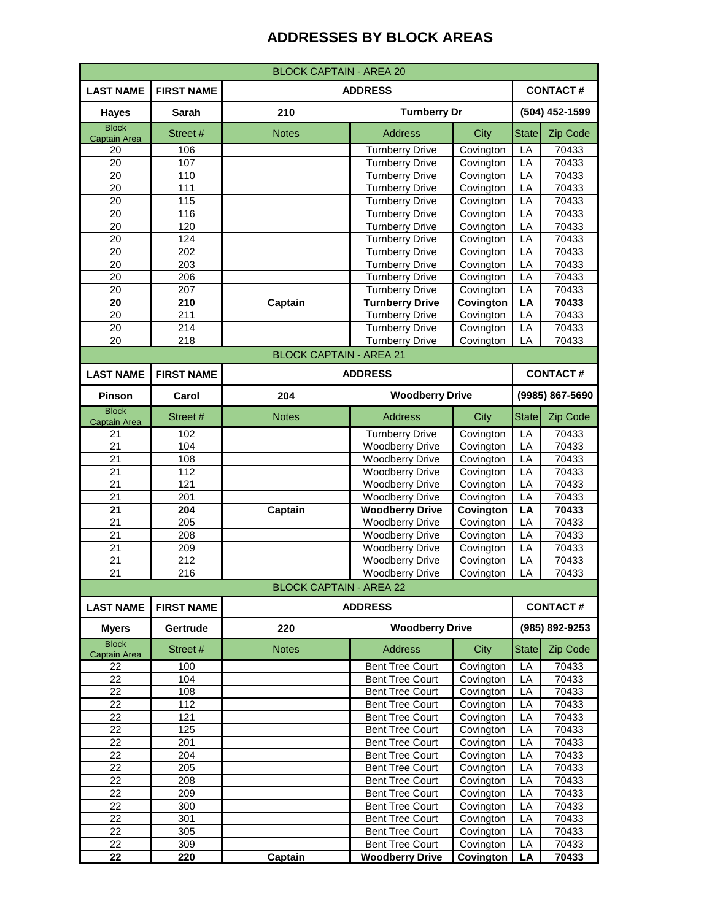# ADDRESSES BY BLOCK AREAS

| BLOCK CAPTAIN - AREA 20 | | | | | | |
|---|---|---|---|---|---|---|
| **LAST NAME** | **FIRST NAME** | **ADDRESS** | | | **CONTACT #** | |
| **Hayes** | **Sarah** | **210** | **Turnberry Dr** | | **(504) 452-1599** | |
| Block Captain Area | Street # | Notes | Address | City | State | Zip Code |
| 20 | 106 | | Turnberry Drive | Covington | LA | 70433 |
| 20 | 107 | | Turnberry Drive | Covington | LA | 70433 |
| 20 | 110 | | Turnberry Drive | Covington | LA | 70433 |
| 20 | 111 | | Turnberry Drive | Covington | LA | 70433 |
| 20 | 115 | | Turnberry Drive | Covington | LA | 70433 |
| 20 | 116 | | Turnberry Drive | Covington | LA | 70433 |
| 20 | 120 | | Turnberry Drive | Covington | LA | 70433 |
| 20 | 124 | | Turnberry Drive | Covington | LA | 70433 |
| 20 | 202 | | Turnberry Drive | Covington | LA | 70433 |
| 20 | 203 | | Turnberry Drive | Covington | LA | 70433 |
| 20 | 206 | | Turnberry Drive | Covington | LA | 70433 |
| 20 | 207 | | Turnberry Drive | Covington | LA | 70433 |
| **20** | **210** | **Captain** | **Turnberry Drive** | **Covington** | **LA** | **70433** |
| 20 | 211 | | Turnberry Drive | Covington | LA | 70433 |
| 20 | 214 | | Turnberry Drive | Covington | LA | 70433 |
| 20 | 218 | | Turnberry Drive | Covington | LA | 70433 |
| BLOCK CAPTAIN - AREA 21 | | | | | | |
| **LAST NAME** | **FIRST NAME** | **ADDRESS** | | | **CONTACT #** | |
| **Pinson** | **Carol** | **204** | **Woodberry Drive** | | **(9985) 867-5690** | |
| Block Captain Area | Street # | Notes | Address | City | State | Zip Code |
| 21 | 102 | | Turnberry Drive | Covington | LA | 70433 |
| 21 | 104 | | Woodberry Drive | Covington | LA | 70433 |
| 21 | 108 | | Woodberry Drive | Covington | LA | 70433 |
| 21 | 112 | | Woodberry Drive | Covington | LA | 70433 |
| 21 | 121 | | Woodberry Drive | Covington | LA | 70433 |
| 21 | 201 | | Woodberry Drive | Covington | LA | 70433 |
| **21** | **204** | **Captain** | **Woodberry Drive** | **Covington** | **LA** | **70433** |
| 21 | 205 | | Woodberry Drive | Covington | LA | 70433 |
| 21 | 208 | | Woodberry Drive | Covington | LA | 70433 |
| 21 | 209 | | Woodberry Drive | Covington | LA | 70433 |
| 21 | 212 | | Woodberry Drive | Covington | LA | 70433 |
| 21 | 216 | | Woodberry Drive | Covington | LA | 70433 |
| BLOCK CAPTAIN - AREA 22 | | | | | | |
| **LAST NAME** | **FIRST NAME** | **ADDRESS** | | | **CONTACT #** | |
| **Myers** | **Gertrude** | **220** | **Woodberry Drive** | | **(985) 892-9253** | |
| Block Captain Area | Street # | Notes | Address | City | State | Zip Code |
| 22 | 100 | | Bent Tree Court | Covington | LA | 70433 |
| 22 | 104 | | Bent Tree Court | Covington | LA | 70433 |
| 22 | 108 | | Bent Tree Court | Covington | LA | 70433 |
| 22 | 112 | | Bent Tree Court | Covington | LA | 70433 |
| 22 | 121 | | Bent Tree Court | Covington | LA | 70433 |
| 22 | 125 | | Bent Tree Court | Covington | LA | 70433 |
| 22 | 201 | | Bent Tree Court | Covington | LA | 70433 |
| 22 | 204 | | Bent Tree Court | Covington | LA | 70433 |
| 22 | 205 | | Bent Tree Court | Covington | LA | 70433 |
| 22 | 208 | | Bent Tree Court | Covington | LA | 70433 |
| 22 | 209 | | Bent Tree Court | Covington | LA | 70433 |
| 22 | 300 | | Bent Tree Court | Covington | LA | 70433 |
| 22 | 301 | | Bent Tree Court | Covington | LA | 70433 |
| 22 | 305 | | Bent Tree Court | Covington | LA | 70433 |
| 22 | 309 | | Bent Tree Court | Covington | LA | 70433 |
| **22** | **220** | **Captain** | **Woodberry Drive** | **Covington** | **LA** | **70433** |